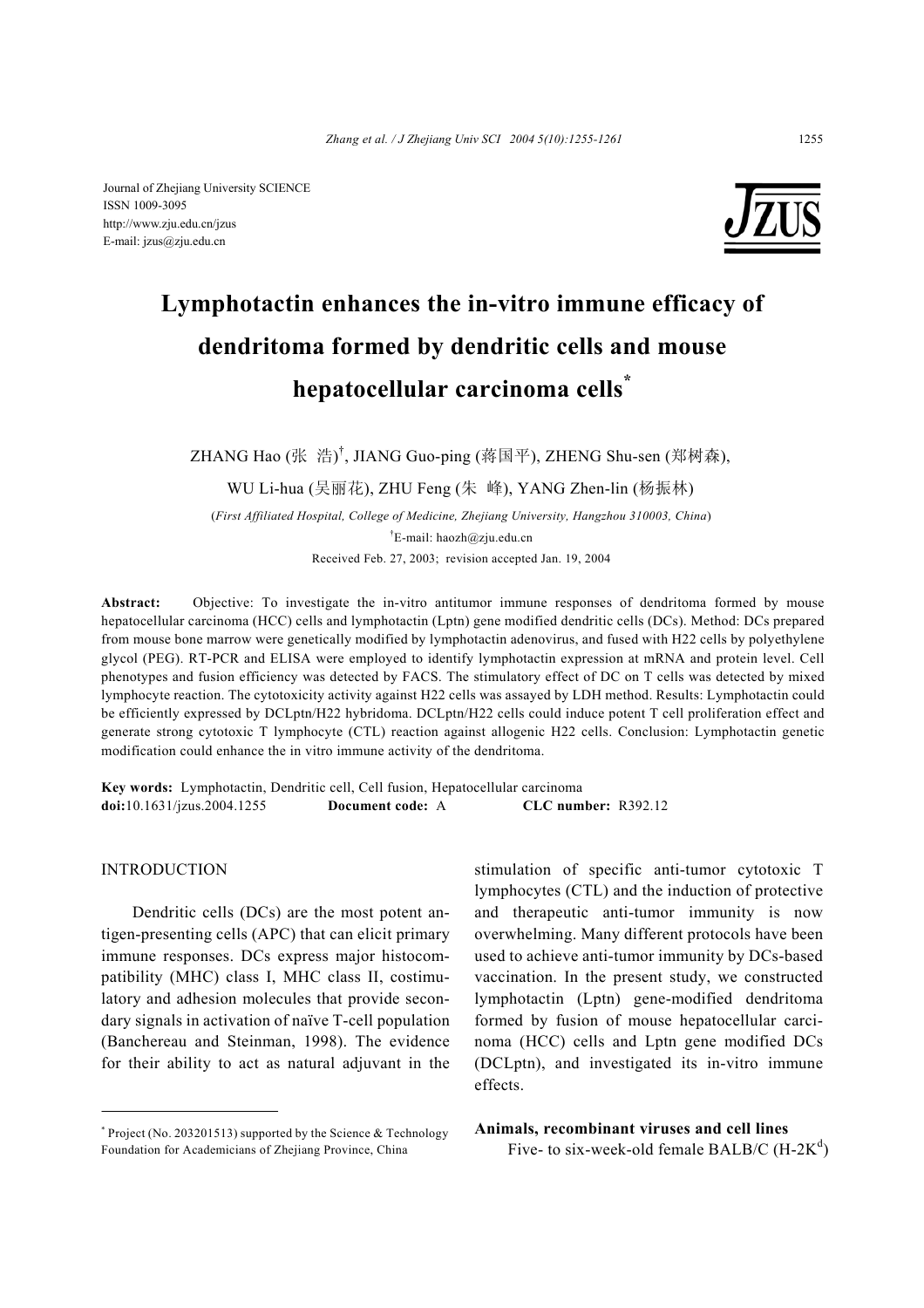Journal of Zhejiang University SCIENCE
ISSN 1009-3095
http://www.zju.edu.cn/jzus
E-mail: jzus@zju.edu.cn

# Lymphotactin enhances the in-vitro immune efficacy of dendritoma formed by dendritic cells and mouse hepatocellular carcinoma cells*

ZHANG Hao (张 浩)†, JIANG Guo-ping (蒋国平), ZHENG Shu-sen (郑树森), WU Li-hua (吴丽花), ZHU Feng (朱 峰), YANG Zhen-lin (杨振林)

(*First Affiliated Hospital, College of Medicine, Zhejiang University, Hangzhou 310003, China*)

†E-mail: haozh@zju.edu.cn

Received Feb. 27, 2003; revision accepted Jan. 19, 2004

**Abstract:** Objective: To investigate the in-vitro antitumor immune responses of dendritoma formed by mouse hepatocellular carcinoma (HCC) cells and lymphotactin (Lptn) gene modified dendritic cells (DCs). Method: DCs prepared from mouse bone marrow were genetically modified by lymphotactin adenovirus, and fused with H22 cells by polyethylene glycol (PEG). RT-PCR and ELISA were employed to identify lymphotactin expression at mRNA and protein level. Cell phenotypes and fusion efficiency was detected by FACS. The stimulatory effect of DC on T cells was detected by mixed lymphocyte reaction. The cytotoxicity activity against H22 cells was assayed by LDH method. Results: Lymphotactin could be efficiently expressed by DCLptn/H22 hybridoma. DCLptn/H22 cells could induce potent T cell proliferation effect and generate strong cytotoxic T lymphocyte (CTL) reaction against allogenic H22 cells. Conclusion: Lymphotactin genetic modification could enhance the in vitro immune activity of the dendritoma.

**Key words:** Lymphotactin, Dendritic cell, Cell fusion, Hepatocellular carcinoma

**doi:**10.1631/jzus.2004.1255 **Document code:** A **CLC number:** R392.12

## INTRODUCTION

Dendritic cells (DCs) are the most potent antigen-presenting cells (APC) that can elicit primary immune responses. DCs express major histocompatibility (MHC) class I, MHC class II, costimulatory and adhesion molecules that provide secondary signals in activation of naïve T-cell population (Banchereau and Steinman, 1998). The evidence for their ability to act as natural adjuvant in the stimulation of specific anti-tumor cytotoxic T lymphocytes (CTL) and the induction of protective and therapeutic anti-tumor immunity is now overwhelming. Many different protocols have been used to achieve anti-tumor immunity by DCs-based vaccination. In the present study, we constructed lymphotactin (Lptn) gene-modified dendritoma formed by fusion of mouse hepatocellular carcinoma (HCC) cells and Lptn gene modified DCs (DCLptn), and investigated its in-vitro immune effects.

* Project (No. 203201513) supported by the Science & Technology Foundation for Academicians of Zhejiang Province, China

### Animals, recombinant viruses and cell lines

Five- to six-week-old female BALB/C (H-2K$^d$)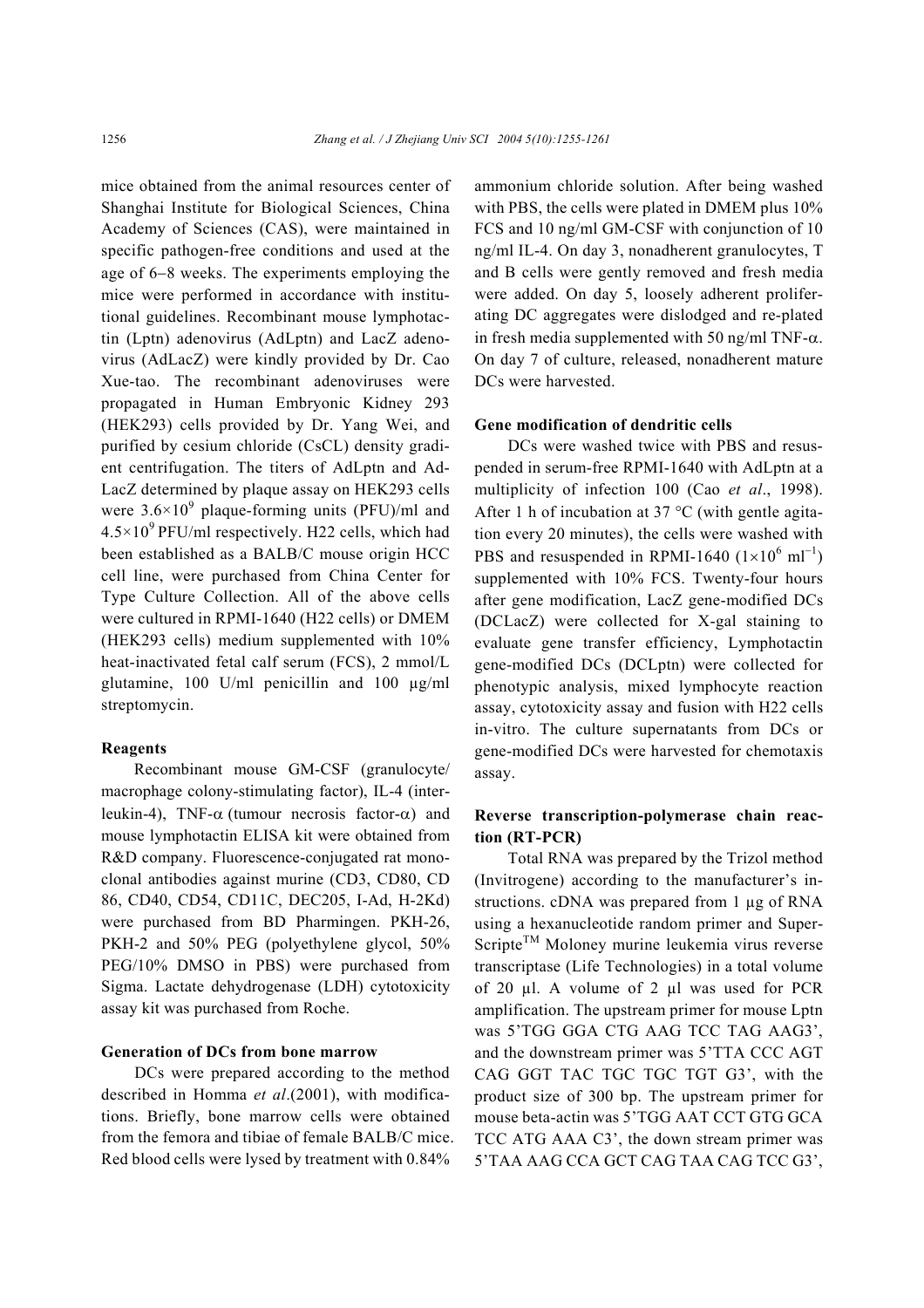mice obtained from the animal resources center of Shanghai Institute for Biological Sciences, China Academy of Sciences (CAS), were maintained in specific pathogen-free conditions and used at the age of 6−8 weeks. The experiments employing the mice were performed in accordance with institutional guidelines. Recombinant mouse lymphotactin (Lptn) adenovirus (AdLptn) and LacZ adenovirus (AdLacZ) were kindly provided by Dr. Cao Xue-tao. The recombinant adenoviruses were propagated in Human Embryonic Kidney 293 (HEK293) cells provided by Dr. Yang Wei, and purified by cesium chloride (CsCL) density gradient centrifugation. The titers of AdLptn and AdLacZ determined by plaque assay on HEK293 cells were $3.6\times10^9$ plaque-forming units (PFU)/ml and $4.5\times10^9$ PFU/ml respectively. H22 cells, which had been established as a BALB/C mouse origin HCC cell line, were purchased from China Center for Type Culture Collection. All of the above cells were cultured in RPMI-1640 (H22 cells) or DMEM (HEK293 cells) medium supplemented with 10% heat-inactivated fetal calf serum (FCS), 2 mmol/L glutamine, 100 U/ml penicillin and 100 μg/ml streptomycin.

### Reagents

Recombinant mouse GM-CSF (granulocyte/ macrophage colony-stimulating factor), IL-4 (interleukin-4), TNF-α (tumour necrosis factor-α) and mouse lymphotactin ELISA kit were obtained from R&D company. Fluorescence-conjugated rat monoclonal antibodies against murine (CD3, CD80, CD 86, CD40, CD54, CD11C, DEC205, I-Ad, H-2Kd) were purchased from BD Pharmingen. PKH-26, PKH-2 and 50% PEG (polyethylene glycol, 50% PEG/10% DMSO in PBS) were purchased from Sigma. Lactate dehydrogenase (LDH) cytotoxicity assay kit was purchased from Roche.

### Generation of DCs from bone marrow

DCs were prepared according to the method described in Homma *et al*.(2001), with modifications. Briefly, bone marrow cells were obtained from the femora and tibiae of female BALB/C mice. Red blood cells were lysed by treatment with 0.84% ammonium chloride solution. After being washed with PBS, the cells were plated in DMEM plus 10% FCS and 10 ng/ml GM-CSF with conjunction of 10 ng/ml IL-4. On day 3, nonadherent granulocytes, T and B cells were gently removed and fresh media were added. On day 5, loosely adherent proliferating DC aggregates were dislodged and re-plated in fresh media supplemented with 50 ng/ml TNF-α. On day 7 of culture, released, nonadherent mature DCs were harvested.

### Gene modification of dendritic cells

DCs were washed twice with PBS and resuspended in serum-free RPMI-1640 with AdLptn at a multiplicity of infection 100 (Cao *et al*., 1998). After 1 h of incubation at 37 °C (with gentle agitation every 20 minutes), the cells were washed with PBS and resuspended in RPMI-1640 ($1\times10^6$ ml$^{-1}$) supplemented with 10% FCS. Twenty-four hours after gene modification, LacZ gene-modified DCs (DCLacZ) were collected for X-gal staining to evaluate gene transfer efficiency, Lymphotactin gene-modified DCs (DCLptn) were collected for phenotypic analysis, mixed lymphocyte reaction assay, cytotoxicity assay and fusion with H22 cells in-vitro. The culture supernatants from DCs or gene-modified DCs were harvested for chemotaxis assay.

### Reverse transcription-polymerase chain reaction (RT-PCR)

Total RNA was prepared by the Trizol method (Invitrogene) according to the manufacturer's instructions. cDNA was prepared from 1 μg of RNA using a hexanucleotide random primer and SuperScripte$^{TM}$ Moloney murine leukemia virus reverse transcriptase (Life Technologies) in a total volume of 20 μl. A volume of 2 μl was used for PCR amplification. The upstream primer for mouse Lptn was 5'TGG GGA CTG AAG TCC TAG AAG3', and the downstream primer was 5'TTA CCC AGT CAG GGT TAC TGC TGC TGT G3', with the product size of 300 bp. The upstream primer for mouse beta-actin was 5'TGG AAT CCT GTG GCA TCC ATG AAA C3', the down stream primer was 5'TAA AAG CCA GCT CAG TAA CAG TCC G3',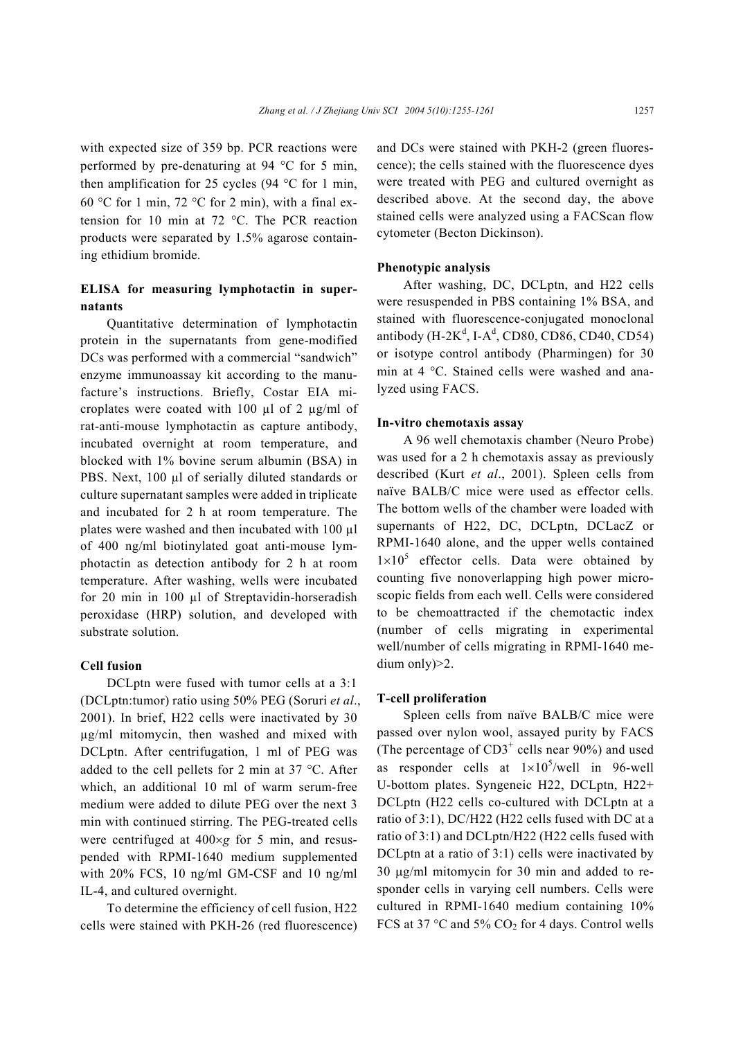with expected size of 359 bp. PCR reactions were performed by pre-denaturing at 94 °C for 5 min, then amplification for 25 cycles (94 °C for 1 min, 60 °C for 1 min, 72 °C for 2 min), with a final extension for 10 min at 72 °C. The PCR reaction products were separated by 1.5% agarose containing ethidium bromide.

### ELISA for measuring lymphotactin in supernatants

Quantitative determination of lymphotactin protein in the supernatants from gene-modified DCs was performed with a commercial "sandwich" enzyme immunoassay kit according to the manufacture's instructions. Briefly, Costar EIA microplates were coated with 100 μl of 2 μg/ml of rat-anti-mouse lymphotactin as capture antibody, incubated overnight at room temperature, and blocked with 1% bovine serum albumin (BSA) in PBS. Next, 100 μl of serially diluted standards or culture supernatant samples were added in triplicate and incubated for 2 h at room temperature. The plates were washed and then incubated with 100 μl of 400 ng/ml biotinylated goat anti-mouse lymphotactin as detection antibody for 2 h at room temperature. After washing, wells were incubated for 20 min in 100 μl of Streptavidin-horseradish peroxidase (HRP) solution, and developed with substrate solution.

### Cell fusion

DCLptn were fused with tumor cells at a 3:1 (DCLptn:tumor) ratio using 50% PEG (Soruri *et al*., 2001). In brief, H22 cells were inactivated by 30 μg/ml mitomycin, then washed and mixed with DCLptn. After centrifugation, 1 ml of PEG was added to the cell pellets for 2 min at 37 °C. After which, an additional 10 ml of warm serum-free medium were added to dilute PEG over the next 3 min with continued stirring. The PEG-treated cells were centrifuged at 400×*g* for 5 min, and resuspended with RPMI-1640 medium supplemented with 20% FCS, 10 ng/ml GM-CSF and 10 ng/ml IL-4, and cultured overnight.

To determine the efficiency of cell fusion, H22 cells were stained with PKH-26 (red fluorescence) and DCs were stained with PKH-2 (green fluorescence); the cells stained with the fluorescence dyes were treated with PEG and cultured overnight as described above. At the second day, the above stained cells were analyzed using a FACScan flow cytometer (Becton Dickinson).

### Phenotypic analysis

After washing, DC, DCLptn, and H22 cells were resuspended in PBS containing 1% BSA, and stained with fluorescence-conjugated monoclonal antibody (H-2K$^d$, I-A$^d$, CD80, CD86, CD40, CD54) or isotype control antibody (Pharmingen) for 30 min at 4 °C. Stained cells were washed and analyzed using FACS.

### In-vitro chemotaxis assay

A 96 well chemotaxis chamber (Neuro Probe) was used for a 2 h chemotaxis assay as previously described (Kurt *et al*., 2001). Spleen cells from naïve BALB/C mice were used as effector cells. The bottom wells of the chamber were loaded with supernants of H22, DC, DCLptn, DCLacZ or RPMI-1640 alone, and the upper wells contained $1\times10^5$ effector cells. Data were obtained by counting five nonoverlapping high power microscopic fields from each well. Cells were considered to be chemoattracted if the chemotactic index (number of cells migrating in experimental well/number of cells migrating in RPMI-1640 medium only)>2.

### T-cell proliferation

Spleen cells from naïve BALB/C mice were passed over nylon wool, assayed purity by FACS (The percentage of CD3$^+$ cells near 90%) and used as responder cells at $1\times10^5$/well in 96-well U-bottom plates. Syngeneic H22, DCLptn, H22+ DCLptn (H22 cells co-cultured with DCLptn at a ratio of 3:1), DC/H22 (H22 cells fused with DC at a ratio of 3:1) and DCLptn/H22 (H22 cells fused with DCLptn at a ratio of 3:1) cells were inactivated by 30 μg/ml mitomycin for 30 min and added to responder cells in varying cell numbers. Cells were cultured in RPMI-1640 medium containing 10% FCS at 37 °C and 5% $CO_2$ for 4 days. Control wells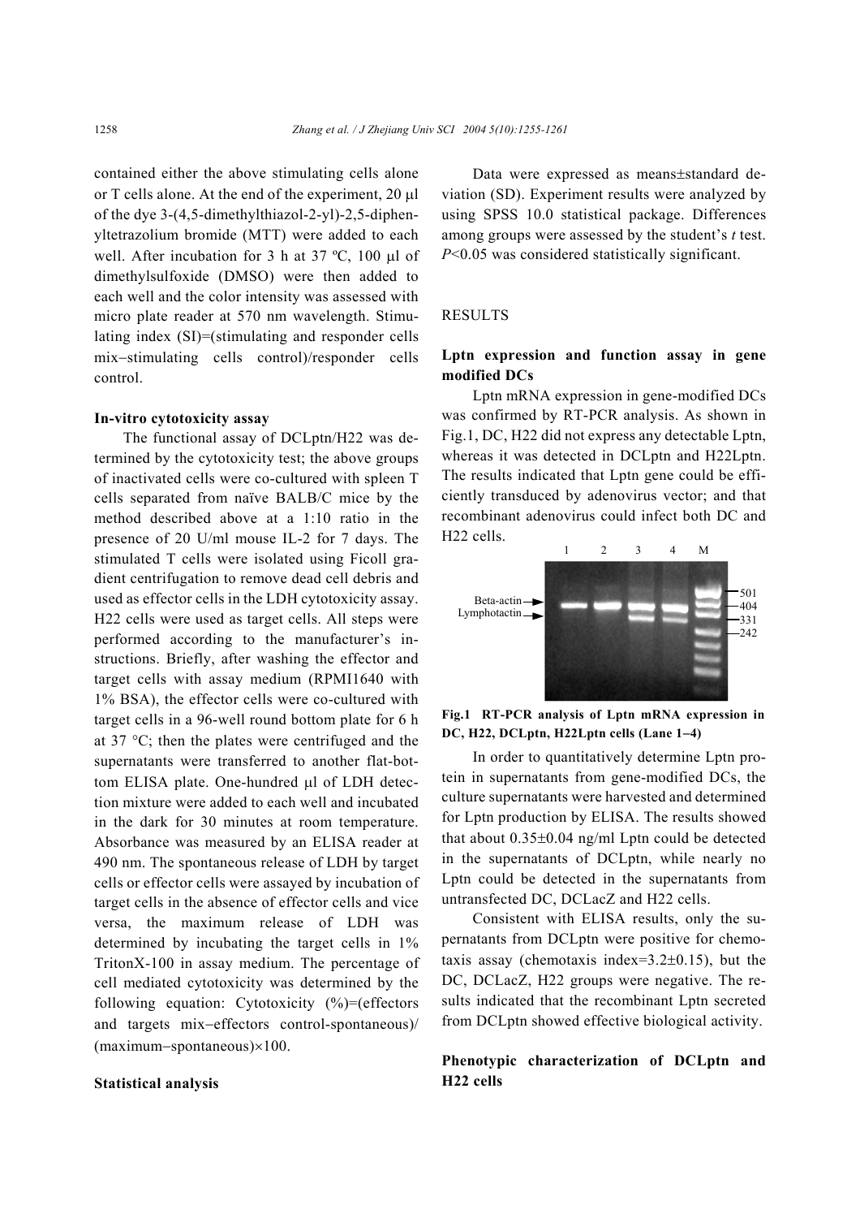contained either the above stimulating cells alone or T cells alone. At the end of the experiment, 20 μl of the dye 3-(4,5-dimethylthiazol-2-yl)-2,5-diphenyltetrazolium bromide (MTT) were added to each well. After incubation for 3 h at 37 ºC, 100 μl of dimethylsulfoxide (DMSO) were then added to each well and the color intensity was assessed with micro plate reader at 570 nm wavelength. Stimulating index (SI)=(stimulating and responder cells mix−stimulating cells control)/responder cells control.

**In-vitro cytotoxicity assay**

The functional assay of DCLptn/H22 was determined by the cytotoxicity test; the above groups of inactivated cells were co-cultured with spleen T cells separated from naïve BALB/C mice by the method described above at a 1:10 ratio in the presence of 20 U/ml mouse IL-2 for 7 days. The stimulated T cells were isolated using Ficoll gradient centrifugation to remove dead cell debris and used as effector cells in the LDH cytotoxicity assay. H22 cells were used as target cells. All steps were performed according to the manufacturer's instructions. Briefly, after washing the effector and target cells with assay medium (RPMI1640 with 1% BSA), the effector cells were co-cultured with target cells in a 96-well round bottom plate for 6 h at 37 °C; then the plates were centrifuged and the supernatants were transferred to another flat-bottom ELISA plate. One-hundred μl of LDH detection mixture were added to each well and incubated in the dark for 30 minutes at room temperature. Absorbance was measured by an ELISA reader at 490 nm. The spontaneous release of LDH by target cells or effector cells were assayed by incubation of target cells in the absence of effector cells and vice versa, the maximum release of LDH was determined by incubating the target cells in 1% TritonX-100 in assay medium. The percentage of cell mediated cytotoxicity was determined by the following equation: Cytotoxicity (%)=(effectors and targets mix−effectors control-spontaneous)/(maximum−spontaneous)×100.

**Statistical analysis**

Data were expressed as means±standard deviation (SD). Experiment results were analyzed by using SPSS 10.0 statistical package. Differences among groups were assessed by the student's *t* test. $P<0.05$ was considered statistically significant.

## RESULTS

**Lptn expression and function assay in gene modified DCs**

Lptn mRNA expression in gene-modified DCs was confirmed by RT-PCR analysis. As shown in Fig.1, DC, H22 did not express any detectable Lptn, whereas it was detected in DCLptn and H22Lptn. The results indicated that Lptn gene could be efficiently transduced by adenovirus vector; and that recombinant adenovirus could infect both DC and H22 cells.

**Fig.1 RT-PCR analysis of Lptn mRNA expression in DC, H22, DCLptn, H22Lptn cells (Lane 1−4)**

In order to quantitatively determine Lptn protein in supernatants from gene-modified DCs, the culture supernatants were harvested and determined for Lptn production by ELISA. The results showed that about 0.35±0.04 ng/ml Lptn could be detected in the supernatants of DCLptn, while nearly no Lptn could be detected in the supernatants from untransfected DC, DCLacZ and H22 cells.

Consistent with ELISA results, only the supernatants from DCLptn were positive for chemotaxis assay (chemotaxis index=3.2±0.15), but the DC, DCLacZ, H22 groups were negative. The results indicated that the recombinant Lptn secreted from DCLptn showed effective biological activity.

**Phenotypic characterization of DCLptn and H22 cells**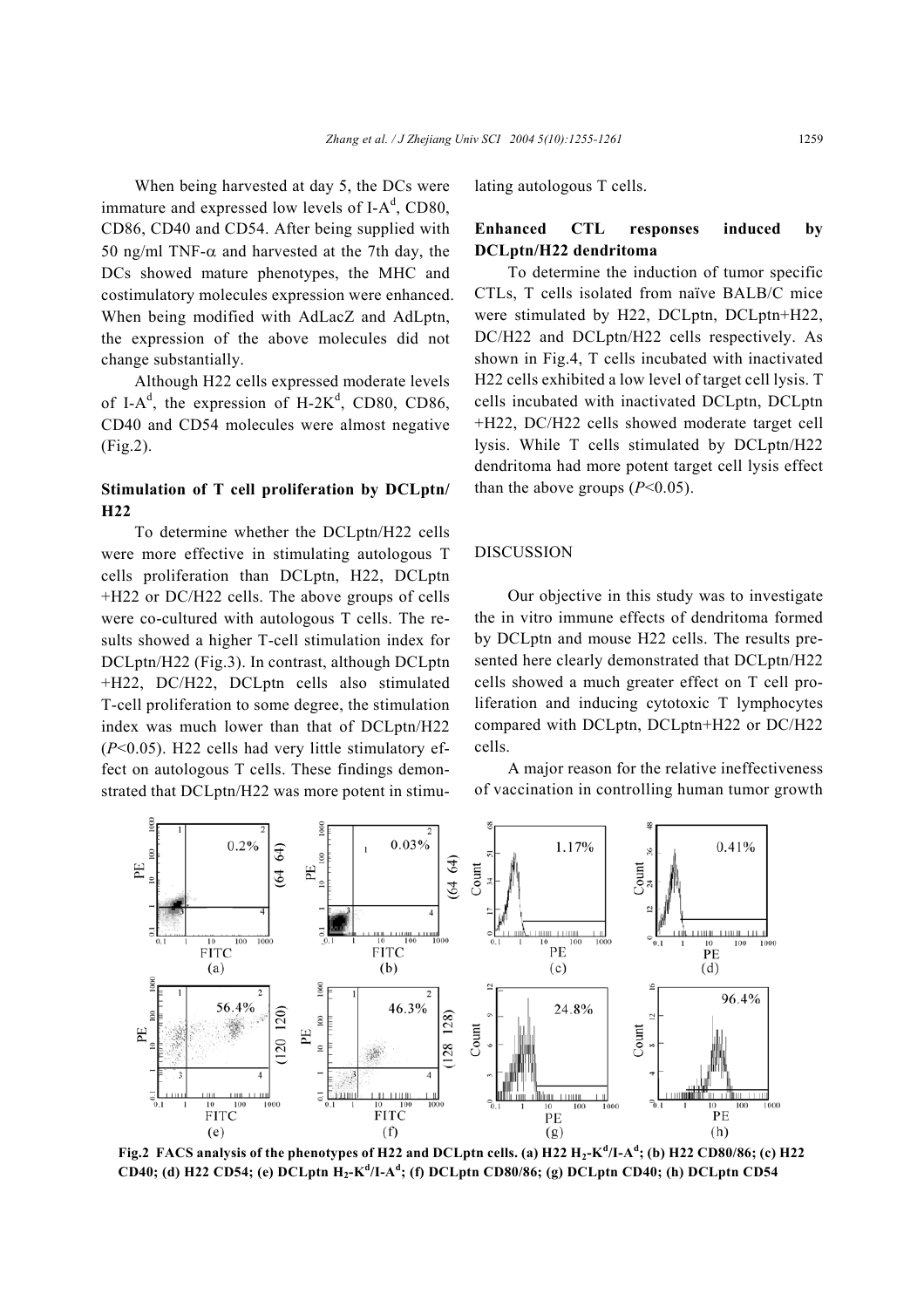When being harvested at day 5, the DCs were immature and expressed low levels of I-A$^d$, CD80, CD86, CD40 and CD54. After being supplied with 50 ng/ml TNF-$\alpha$ and harvested at the 7th day, the DCs showed mature phenotypes, the MHC and costimulatory molecules expression were enhanced. When being modified with AdLacZ and AdLptn, the expression of the above molecules did not change substantially.

Although H22 cells expressed moderate levels of I-A$^d$, the expression of H-2K$^d$, CD80, CD86, CD40 and CD54 molecules were almost negative (Fig.2).

**Stimulation of T cell proliferation by DCLptn/H22**

To determine whether the DCLptn/H22 cells were more effective in stimulating autologous T cells proliferation than DCLptn, H22, DCLptn+H22 or DC/H22 cells. The above groups of cells were co-cultured with autologous T cells. The results showed a higher T-cell stimulation index for DCLptn/H22 (Fig.3). In contrast, although DCLptn+H22, DC/H22, DCLptn cells also stimulated T-cell proliferation to some degree, the stimulation index was much lower than that of DCLptn/H22 ($P<0.05$). H22 cells had very little stimulatory effect on autologous T cells. These findings demonstrated that DCLptn/H22 was more potent in stimulating autologous T cells.

**Enhanced CTL responses induced by DCLptn/H22 dendritoma**

To determine the induction of tumor specific CTLs, T cells isolated from naïve BALB/C mice were stimulated by H22, DCLptn, DCLptn+H22, DC/H22 and DCLptn/H22 cells respectively. As shown in Fig.4, T cells incubated with inactivated H22 cells exhibited a low level of target cell lysis. T cells incubated with inactivated DCLptn, DCLptn+H22, DC/H22 cells showed moderate target cell lysis. While T cells stimulated by DCLptn/H22 dendritoma had more potent target cell lysis effect than the above groups ($P<0.05$).

## DISCUSSION

Our objective in this study was to investigate the in vitro immune effects of dendritoma formed by DCLptn and mouse H22 cells. The results presented here clearly demonstrated that DCLptn/H22 cells showed a much greater effect on T cell proliferation and inducing cytotoxic T lymphocytes compared with DCLptn, DCLptn+H22 or DC/H22 cells.

A major reason for the relative ineffectiveness of vaccination in controlling human tumor growth

**Fig.2 FACS analysis of the phenotypes of H22 and DCLptn cells. (a) H22 H$_2$-K$^d$/I-A$^d$; (b) H22 CD80/86; (c) H22 CD40; (d) H22 CD54; (e) DCLptn H$_2$-K$^d$/I-A$^d$; (f) DCLptn CD80/86; (g) DCLptn CD40; (h) DCLptn CD54**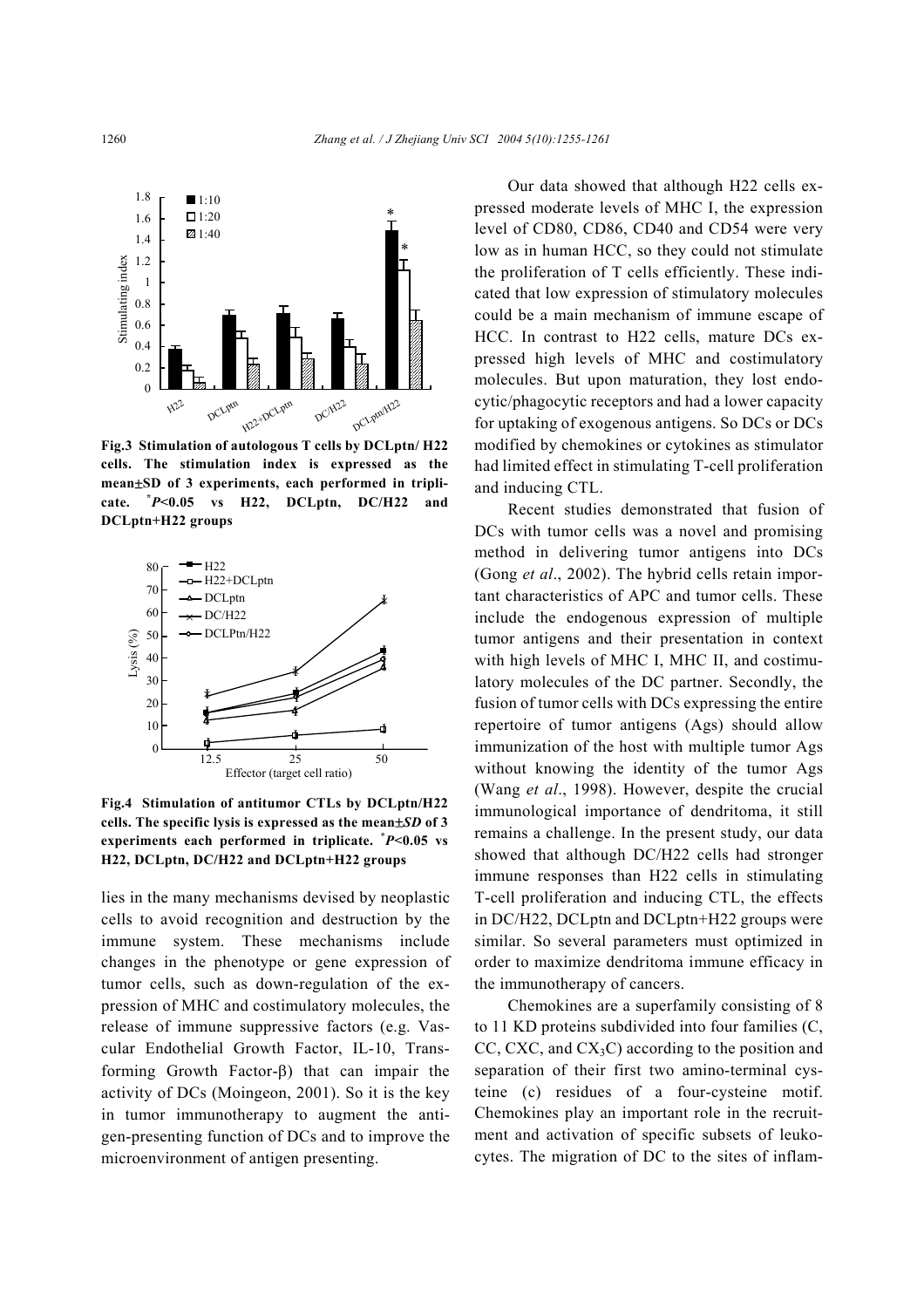Fig.3 Stimulation of autologous T cells by DCLptn/ H22 cells. The stimulation index is expressed as the mean±SD of 3 experiments, each performed in triplicate. $^{*}P<0.05$ vs H22, DCLptn, DC/H22 and DCLptn+H22 groups

Fig.4 Stimulation of antitumor CTLs by DCLptn/H22 cells. The specific lysis is expressed as the mean±*SD* of 3 experiments each performed in triplicate. $^{*}P<0.05$ vs H22, DCLptn, DC/H22 and DCLptn+H22 groups

lies in the many mechanisms devised by neoplastic cells to avoid recognition and destruction by the immune system. These mechanisms include changes in the phenotype or gene expression of tumor cells, such as down-regulation of the expression of MHC and costimulatory molecules, the release of immune suppressive factors (e.g. Vascular Endothelial Growth Factor, IL-10, Transforming Growth Factor-β) that can impair the activity of DCs (Moingeon, 2001). So it is the key in tumor immunotherapy to augment the antigen-presenting function of DCs and to improve the microenvironment of antigen presenting.

Our data showed that although H22 cells expressed moderate levels of MHC I, the expression level of CD80, CD86, CD40 and CD54 were very low as in human HCC, so they could not stimulate the proliferation of T cells efficiently. These indicated that low expression of stimulatory molecules could be a main mechanism of immune escape of HCC. In contrast to H22 cells, mature DCs expressed high levels of MHC and costimulatory molecules. But upon maturation, they lost endocytic/phagocytic receptors and had a lower capacity for uptaking of exogenous antigens. So DCs or DCs modified by chemokines or cytokines as stimulator had limited effect in stimulating T-cell proliferation and inducing CTL.

Recent studies demonstrated that fusion of DCs with tumor cells was a novel and promising method in delivering tumor antigens into DCs (Gong *et al*., 2002). The hybrid cells retain important characteristics of APC and tumor cells. These include the endogenous expression of multiple tumor antigens and their presentation in context with high levels of MHC I, MHC II, and costimulatory molecules of the DC partner. Secondly, the fusion of tumor cells with DCs expressing the entire repertoire of tumor antigens (Ags) should allow immunization of the host with multiple tumor Ags without knowing the identity of the tumor Ags (Wang *et al*., 1998). However, despite the crucial immunological importance of dendritoma, it still remains a challenge. In the present study, our data showed that although DC/H22 cells had stronger immune responses than H22 cells in stimulating T-cell proliferation and inducing CTL, the effects in DC/H22, DCLptn and DCLptn+H22 groups were similar. So several parameters must optimized in order to maximize dendritoma immune efficacy in the immunotherapy of cancers.

Chemokines are a superfamily consisting of 8 to 11 KD proteins subdivided into four families (C, CC, CXC, and $CX_3C$) according to the position and separation of their first two amino-terminal cysteine (c) residues of a four-cysteine motif. Chemokines play an important role in the recruitment and activation of specific subsets of leukocytes. The migration of DC to the sites of inflam-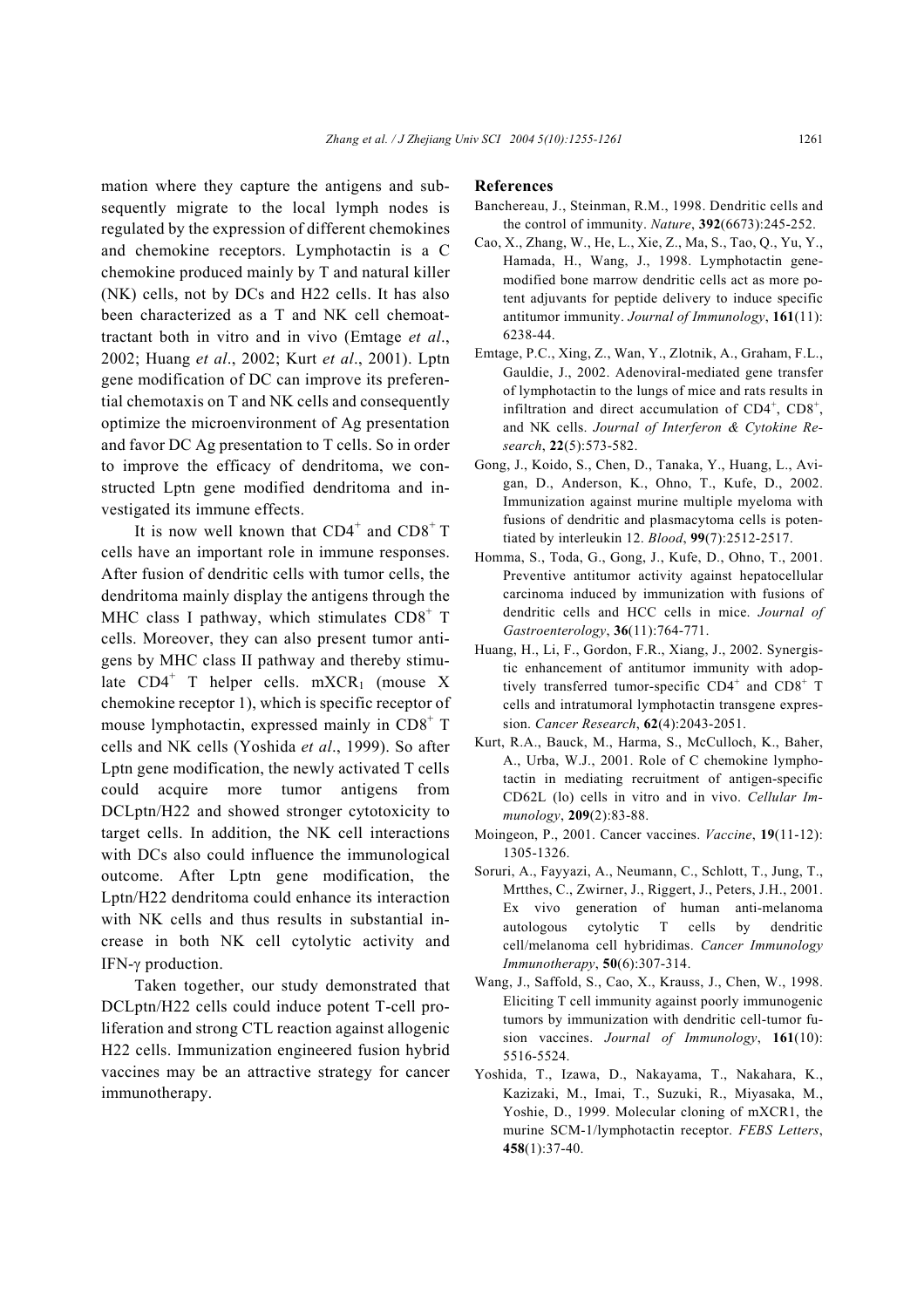mation where they capture the antigens and subsequently migrate to the local lymph nodes is regulated by the expression of different chemokines and chemokine receptors. Lymphotactin is a C chemokine produced mainly by T and natural killer (NK) cells, not by DCs and H22 cells. It has also been characterized as a T and NK cell chemoattractant both in vitro and in vivo (Emtage *et al*., 2002; Huang *et al*., 2002; Kurt *et al*., 2001). Lptn gene modification of DC can improve its preferential chemotaxis on T and NK cells and consequently optimize the microenvironment of Ag presentation and favor DC Ag presentation to T cells. So in order to improve the efficacy of dendritoma, we constructed Lptn gene modified dendritoma and investigated its immune effects.

It is now well known that $CD4^+$ and $CD8^+$ T cells have an important role in immune responses. After fusion of dendritic cells with tumor cells, the dendritoma mainly display the antigens through the MHC class I pathway, which stimulates $CD8^+$ T cells. Moreover, they can also present tumor antigens by MHC class II pathway and thereby stimulate $CD4^+$ T helper cells. $mXCR_1$ (mouse X chemokine receptor 1), which is specific receptor of mouse lymphotactin, expressed mainly in $CD8^+$ T cells and NK cells (Yoshida *et al*., 1999). So after Lptn gene modification, the newly activated T cells could acquire more tumor antigens from DCLptn/H22 and showed stronger cytotoxicity to target cells. In addition, the NK cell interactions with DCs also could influence the immunological outcome. After Lptn gene modification, the Lptn/H22 dendritoma could enhance its interaction with NK cells and thus results in substantial increase in both NK cell cytolytic activity and IFN-γ production.

Taken together, our study demonstrated that DCLptn/H22 cells could induce potent T-cell proliferation and strong CTL reaction against allogenic H22 cells. Immunization engineered fusion hybrid vaccines may be an attractive strategy for cancer immunotherapy.

## References

Banchereau, J., Steinman, R.M., 1998. Dendritic cells and the control of immunity. *Nature*, **392**(6673):245-252.

Cao, X., Zhang, W., He, L., Xie, Z., Ma, S., Tao, Q., Yu, Y., Hamada, H., Wang, J., 1998. Lymphotactin gene-modified bone marrow dendritic cells act as more potent adjuvants for peptide delivery to induce specific antitumor immunity. *Journal of Immunology*, **161**(11): 6238-44.

Emtage, P.C., Xing, Z., Wan, Y., Zlotnik, A., Graham, F.L., Gauldie, J., 2002. Adenoviral-mediated gene transfer of lymphotactin to the lungs of mice and rats results in infiltration and direct accumulation of $CD4^+$, $CD8^+$, and NK cells. *Journal of Interferon & Cytokine Research*, **22**(5):573-582.

Gong, J., Koido, S., Chen, D., Tanaka, Y., Huang, L., Avigan, D., Anderson, K., Ohno, T., Kufe, D., 2002. Immunization against murine multiple myeloma with fusions of dendritic and plasmacytoma cells is potentiated by interleukin 12. *Blood*, **99**(7):2512-2517.

Homma, S., Toda, G., Gong, J., Kufe, D., Ohno, T., 2001. Preventive antitumor activity against hepatocellular carcinoma induced by immunization with fusions of dendritic cells and HCC cells in mice. *Journal of Gastroenterology*, **36**(11):764-771.

Huang, H., Li, F., Gordon, F.R., Xiang, J., 2002. Synergistic enhancement of antitumor immunity with adoptively transferred tumor-specific $CD4^+$ and $CD8^+$ T cells and intratumoral lymphotactin transgene expression. *Cancer Research*, **62**(4):2043-2051.

Kurt, R.A., Bauck, M., Harma, S., McCulloch, K., Baher, A., Urba, W.J., 2001. Role of C chemokine lymphotactin in mediating recruitment of antigen-specific CD62L (lo) cells in vitro and in vivo. *Cellular Immunology*, **209**(2):83-88.

Moingeon, P., 2001. Cancer vaccines. *Vaccine*, **19**(11-12): 1305-1326.

Soruri, A., Fayyazi, A., Neumann, C., Schlott, T., Jung, T., Mrtthes, C., Zwirner, J., Riggert, J., Peters, J.H., 2001. Ex vivo generation of human anti-melanoma autologous cytolytic T cells by dendritic cell/melanoma cell hybridimas. *Cancer Immunology Immunotherapy*, **50**(6):307-314.

Wang, J., Saffold, S., Cao, X., Krauss, J., Chen, W., 1998. Eliciting T cell immunity against poorly immunogenic tumors by immunization with dendritic cell-tumor fusion vaccines. *Journal of Immunology*, **161**(10): 5516-5524.

Yoshida, T., Izawa, D., Nakayama, T., Nakahara, K., Kazizaki, M., Imai, T., Suzuki, R., Miyasaka, M., Yoshie, D., 1999. Molecular cloning of mXCR1, the murine SCM-1/lymphotactin receptor. *FEBS Letters*, **458**(1):37-40.